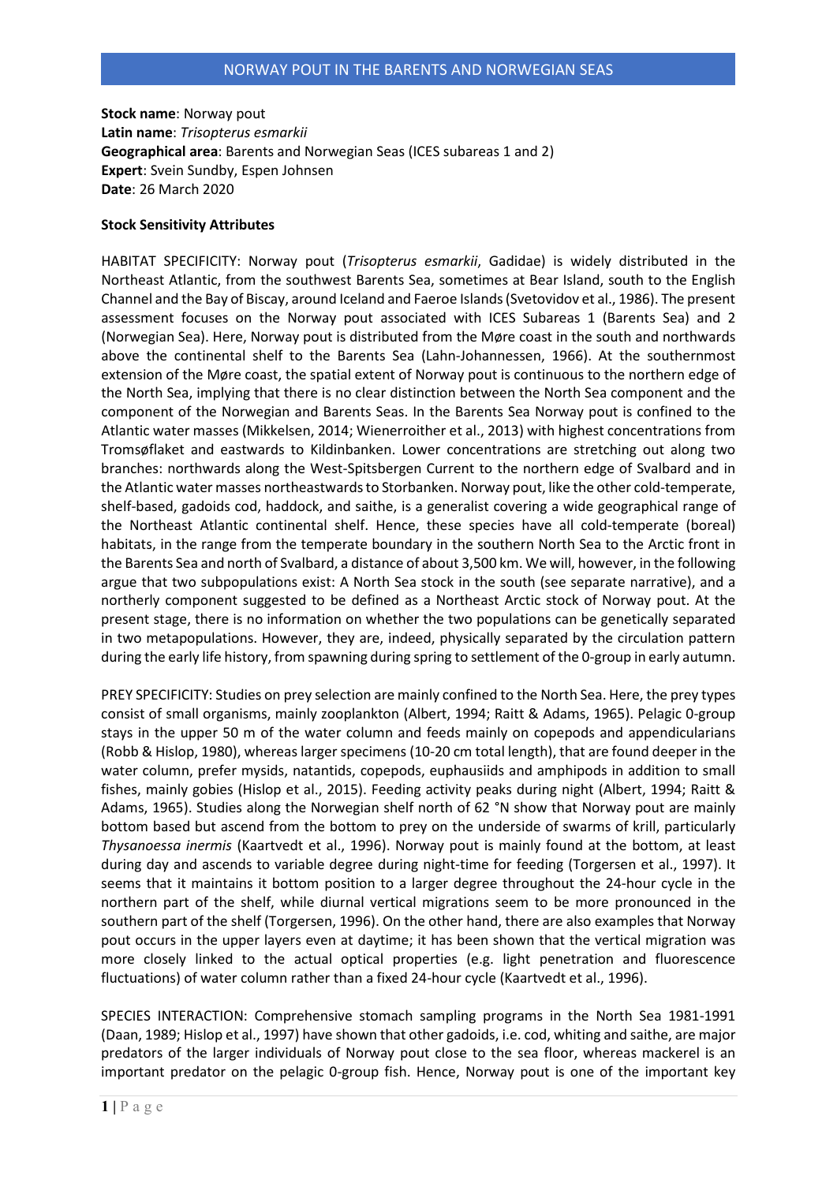# NORWAY POUT IN THE BARENTS AND NORWEGIAN SEAS

**Stock name**: Norway pout
**Latin name**: *Trisopterus esmarkii*
**Geographical area**: Barents and Norwegian Seas (ICES subareas 1 and 2)
**Expert**: Svein Sundby, Espen Johnsen
**Date**: 26 March 2020

**Stock Sensitivity Attributes**

HABITAT SPECIFICITY: Norway pout (*Trisopterus esmarkii*, Gadidae) is widely distributed in the Northeast Atlantic, from the southwest Barents Sea, sometimes at Bear Island, south to the English Channel and the Bay of Biscay, around Iceland and Faeroe Islands (Svetovidov et al., 1986). The present assessment focuses on the Norway pout associated with ICES Subareas 1 (Barents Sea) and 2 (Norwegian Sea). Here, Norway pout is distributed from the Møre coast in the south and northwards above the continental shelf to the Barents Sea (Lahn-Johannessen, 1966). At the southernmost extension of the Møre coast, the spatial extent of Norway pout is continuous to the northern edge of the North Sea, implying that there is no clear distinction between the North Sea component and the component of the Norwegian and Barents Seas. In the Barents Sea Norway pout is confined to the Atlantic water masses (Mikkelsen, 2014; Wienerroither et al., 2013) with highest concentrations from Tromsøflaket and eastwards to Kildinbanken. Lower concentrations are stretching out along two branches: northwards along the West-Spitsbergen Current to the northern edge of Svalbard and in the Atlantic water masses northeastwards to Storbanken. Norway pout, like the other cold-temperate, shelf-based, gadoids cod, haddock, and saithe, is a generalist covering a wide geographical range of the Northeast Atlantic continental shelf. Hence, these species have all cold-temperate (boreal) habitats, in the range from the temperate boundary in the southern North Sea to the Arctic front in the Barents Sea and north of Svalbard, a distance of about 3,500 km. We will, however, in the following argue that two subpopulations exist: A North Sea stock in the south (see separate narrative), and a northerly component suggested to be defined as a Northeast Arctic stock of Norway pout. At the present stage, there is no information on whether the two populations can be genetically separated in two metapopulations. However, they are, indeed, physically separated by the circulation pattern during the early life history, from spawning during spring to settlement of the 0-group in early autumn.

PREY SPECIFICITY: Studies on prey selection are mainly confined to the North Sea. Here, the prey types consist of small organisms, mainly zooplankton (Albert, 1994; Raitt & Adams, 1965). Pelagic 0-group stays in the upper 50 m of the water column and feeds mainly on copepods and appendicularians (Robb & Hislop, 1980), whereas larger specimens (10-20 cm total length), that are found deeper in the water column, prefer mysids, natantids, copepods, euphausiids and amphipods in addition to small fishes, mainly gobies (Hislop et al., 2015). Feeding activity peaks during night (Albert, 1994; Raitt & Adams, 1965). Studies along the Norwegian shelf north of 62 °N show that Norway pout are mainly bottom based but ascend from the bottom to prey on the underside of swarms of krill, particularly *Thysanoessa inermis* (Kaartvedt et al., 1996). Norway pout is mainly found at the bottom, at least during day and ascends to variable degree during night-time for feeding (Torgersen et al., 1997). It seems that it maintains it bottom position to a larger degree throughout the 24-hour cycle in the northern part of the shelf, while diurnal vertical migrations seem to be more pronounced in the southern part of the shelf (Torgersen, 1996). On the other hand, there are also examples that Norway pout occurs in the upper layers even at daytime; it has been shown that the vertical migration was more closely linked to the actual optical properties (e.g. light penetration and fluorescence fluctuations) of water column rather than a fixed 24-hour cycle (Kaartvedt et al., 1996).

SPECIES INTERACTION: Comprehensive stomach sampling programs in the North Sea 1981-1991 (Daan, 1989; Hislop et al., 1997) have shown that other gadoids, i.e. cod, whiting and saithe, are major predators of the larger individuals of Norway pout close to the sea floor, whereas mackerel is an important predator on the pelagic 0-group fish. Hence, Norway pout is one of the important key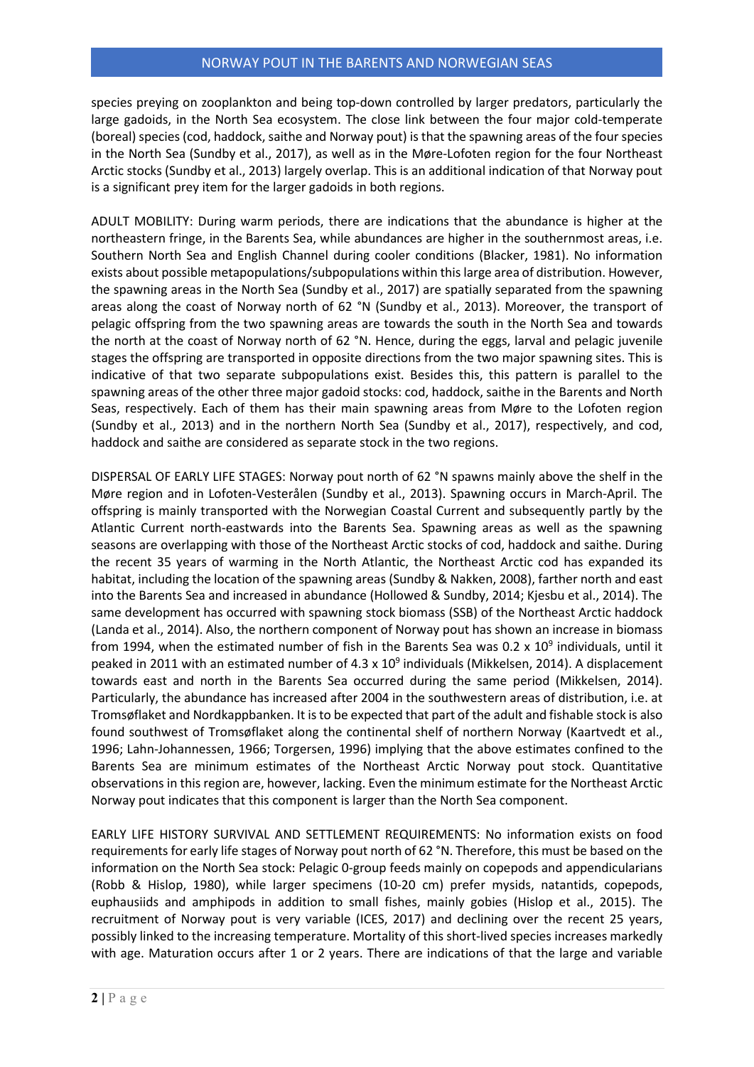species preying on zooplankton and being top-down controlled by larger predators, particularly the large gadoids, in the North Sea ecosystem. The close link between the four major cold-temperate (boreal) species (cod, haddock, saithe and Norway pout) is that the spawning areas of the four species in the North Sea (Sundby et al., 2017), as well as in the Møre-Lofoten region for the four Northeast Arctic stocks (Sundby et al., 2013) largely overlap. This is an additional indication of that Norway pout is a significant prey item for the larger gadoids in both regions.

ADULT MOBILITY: During warm periods, there are indications that the abundance is higher at the northeastern fringe, in the Barents Sea, while abundances are higher in the southernmost areas, i.e. Southern North Sea and English Channel during cooler conditions (Blacker, 1981). No information exists about possible metapopulations/subpopulations within this large area of distribution. However, the spawning areas in the North Sea (Sundby et al., 2017) are spatially separated from the spawning areas along the coast of Norway north of 62 °N (Sundby et al., 2013). Moreover, the transport of pelagic offspring from the two spawning areas are towards the south in the North Sea and towards the north at the coast of Norway north of 62 °N. Hence, during the eggs, larval and pelagic juvenile stages the offspring are transported in opposite directions from the two major spawning sites. This is indicative of that two separate subpopulations exist. Besides this, this pattern is parallel to the spawning areas of the other three major gadoid stocks: cod, haddock, saithe in the Barents and North Seas, respectively. Each of them has their main spawning areas from Møre to the Lofoten region (Sundby et al., 2013) and in the northern North Sea (Sundby et al., 2017), respectively, and cod, haddock and saithe are considered as separate stock in the two regions.

DISPERSAL OF EARLY LIFE STAGES: Norway pout north of 62 °N spawns mainly above the shelf in the Møre region and in Lofoten-Vesterålen (Sundby et al., 2013). Spawning occurs in March-April. The offspring is mainly transported with the Norwegian Coastal Current and subsequently partly by the Atlantic Current north-eastwards into the Barents Sea. Spawning areas as well as the spawning seasons are overlapping with those of the Northeast Arctic stocks of cod, haddock and saithe. During the recent 35 years of warming in the North Atlantic, the Northeast Arctic cod has expanded its habitat, including the location of the spawning areas (Sundby & Nakken, 2008), farther north and east into the Barents Sea and increased in abundance (Hollowed & Sundby, 2014; Kjesbu et al., 2014). The same development has occurred with spawning stock biomass (SSB) of the Northeast Arctic haddock (Landa et al., 2014). Also, the northern component of Norway pout has shown an increase in biomass from 1994, when the estimated number of fish in the Barents Sea was 0.2 x $10^9$ individuals, until it peaked in 2011 with an estimated number of 4.3 x $10^9$ individuals (Mikkelsen, 2014). A displacement towards east and north in the Barents Sea occurred during the same period (Mikkelsen, 2014). Particularly, the abundance has increased after 2004 in the southwestern areas of distribution, i.e. at Tromsøflaket and Nordkappbanken. It is to be expected that part of the adult and fishable stock is also found southwest of Tromsøflaket along the continental shelf of northern Norway (Kaartvedt et al., 1996; Lahn-Johannessen, 1966; Torgersen, 1996) implying that the above estimates confined to the Barents Sea are minimum estimates of the Northeast Arctic Norway pout stock. Quantitative observations in this region are, however, lacking. Even the minimum estimate for the Northeast Arctic Norway pout indicates that this component is larger than the North Sea component.

EARLY LIFE HISTORY SURVIVAL AND SETTLEMENT REQUIREMENTS: No information exists on food requirements for early life stages of Norway pout north of 62 °N. Therefore, this must be based on the information on the North Sea stock: Pelagic 0-group feeds mainly on copepods and appendicularians (Robb & Hislop, 1980), while larger specimens (10-20 cm) prefer mysids, natantids, copepods, euphausiids and amphipods in addition to small fishes, mainly gobies (Hislop et al., 2015). The recruitment of Norway pout is very variable (ICES, 2017) and declining over the recent 25 years, possibly linked to the increasing temperature. Mortality of this short-lived species increases markedly with age. Maturation occurs after 1 or 2 years. There are indications of that the large and variable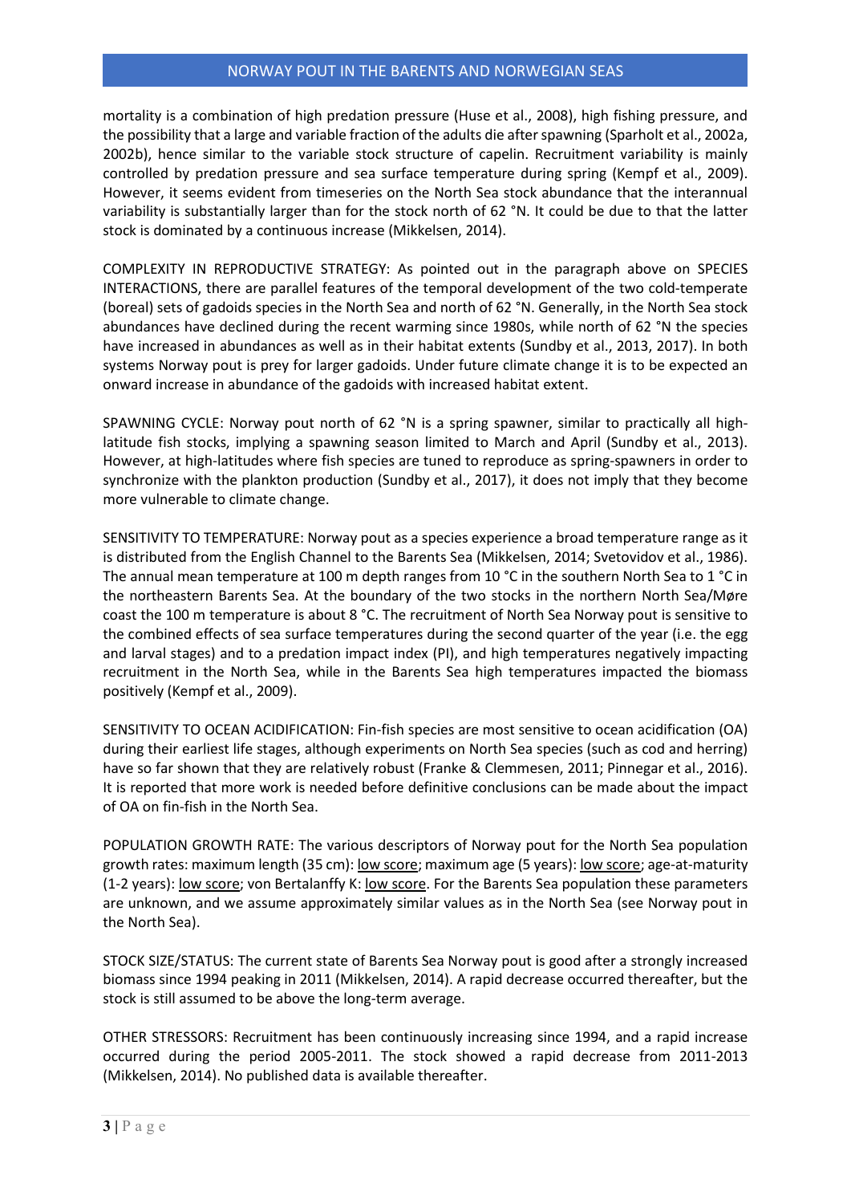mortality is a combination of high predation pressure (Huse et al., 2008), high fishing pressure, and the possibility that a large and variable fraction of the adults die after spawning (Sparholt et al., 2002a, 2002b), hence similar to the variable stock structure of capelin. Recruitment variability is mainly controlled by predation pressure and sea surface temperature during spring (Kempf et al., 2009). However, it seems evident from timeseries on the North Sea stock abundance that the interannual variability is substantially larger than for the stock north of 62 °N. It could be due to that the latter stock is dominated by a continuous increase (Mikkelsen, 2014).

COMPLEXITY IN REPRODUCTIVE STRATEGY: As pointed out in the paragraph above on SPECIES INTERACTIONS, there are parallel features of the temporal development of the two cold-temperate (boreal) sets of gadoids species in the North Sea and north of 62 °N. Generally, in the North Sea stock abundances have declined during the recent warming since 1980s, while north of 62 °N the species have increased in abundances as well as in their habitat extents (Sundby et al., 2013, 2017). In both systems Norway pout is prey for larger gadoids. Under future climate change it is to be expected an onward increase in abundance of the gadoids with increased habitat extent.

SPAWNING CYCLE: Norway pout north of 62 °N is a spring spawner, similar to practically all high-latitude fish stocks, implying a spawning season limited to March and April (Sundby et al., 2013). However, at high-latitudes where fish species are tuned to reproduce as spring-spawners in order to synchronize with the plankton production (Sundby et al., 2017), it does not imply that they become more vulnerable to climate change.

SENSITIVITY TO TEMPERATURE: Norway pout as a species experience a broad temperature range as it is distributed from the English Channel to the Barents Sea (Mikkelsen, 2014; Svetovidov et al., 1986). The annual mean temperature at 100 m depth ranges from 10 °C in the southern North Sea to 1 °C in the northeastern Barents Sea. At the boundary of the two stocks in the northern North Sea/Møre coast the 100 m temperature is about 8 °C. The recruitment of North Sea Norway pout is sensitive to the combined effects of sea surface temperatures during the second quarter of the year (i.e. the egg and larval stages) and to a predation impact index (PI), and high temperatures negatively impacting recruitment in the North Sea, while in the Barents Sea high temperatures impacted the biomass positively (Kempf et al., 2009).

SENSITIVITY TO OCEAN ACIDIFICATION: Fin-fish species are most sensitive to ocean acidification (OA) during their earliest life stages, although experiments on North Sea species (such as cod and herring) have so far shown that they are relatively robust (Franke & Clemmesen, 2011; Pinnegar et al., 2016). It is reported that more work is needed before definitive conclusions can be made about the impact of OA on fin-fish in the North Sea.

POPULATION GROWTH RATE: The various descriptors of Norway pout for the North Sea population growth rates: maximum length (35 cm): <u>low score</u>; maximum age (5 years): <u>low score</u>; age-at-maturity (1-2 years): <u>low score</u>; von Bertalanffy K: <u>low score</u>. For the Barents Sea population these parameters are unknown, and we assume approximately similar values as in the North Sea (see Norway pout in the North Sea).

STOCK SIZE/STATUS: The current state of Barents Sea Norway pout is good after a strongly increased biomass since 1994 peaking in 2011 (Mikkelsen, 2014). A rapid decrease occurred thereafter, but the stock is still assumed to be above the long-term average.

OTHER STRESSORS: Recruitment has been continuously increasing since 1994, and a rapid increase occurred during the period 2005-2011. The stock showed a rapid decrease from 2011-2013 (Mikkelsen, 2014). No published data is available thereafter.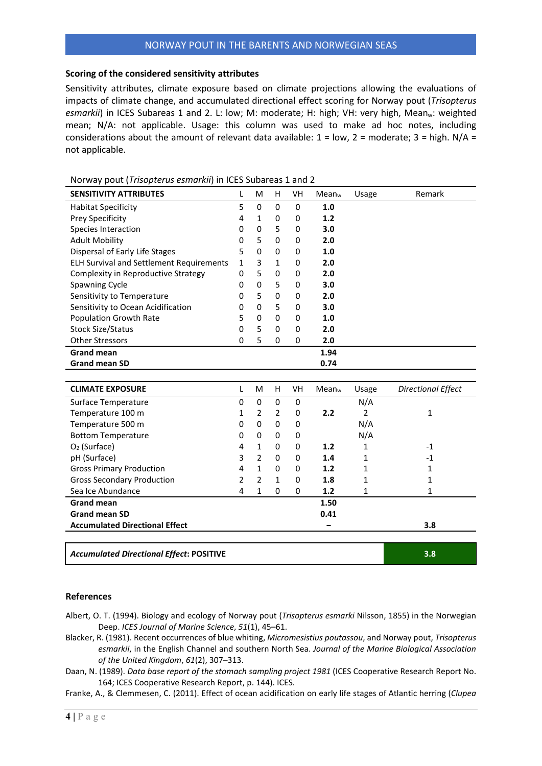## Scoring of the considered sensitivity attributes

Sensitivity attributes, climate exposure based on climate projections allowing the evaluations of impacts of climate change, and accumulated directional effect scoring for Norway pout (*Trisopterus esmarkii*) in ICES Subareas 1 and 2. L: low; M: moderate; H: high; VH: very high, $Mean_w$: weighted mean; N/A: not applicable. Usage: this column was used to make ad hoc notes, including considerations about the amount of relevant data available: 1 = low, 2 = moderate; 3 = high. N/A = not applicable.

Norway pout (*Trisopterus esmarkii*) in ICES Subareas 1 and 2

| SENSITIVITY ATTRIBUTES | L | M | H | VH | $Mean_w$ | Usage | Remark |
|---|---|---|---|---|---|---|---|
| Habitat Specificity | 5 | 0 | 0 | 0 | **1.0** | | |
| Prey Specificity | 4 | 1 | 0 | 0 | **1.2** | | |
| Species Interaction | 0 | 0 | 5 | 0 | **3.0** | | |
| Adult Mobility | 0 | 5 | 0 | 0 | **2.0** | | |
| Dispersal of Early Life Stages | 5 | 0 | 0 | 0 | **1.0** | | |
| ELH Survival and Settlement Requirements | 1 | 3 | 1 | 0 | **2.0** | | |
| Complexity in Reproductive Strategy | 0 | 5 | 0 | 0 | **2.0** | | |
| Spawning Cycle | 0 | 0 | 5 | 0 | **3.0** | | |
| Sensitivity to Temperature | 0 | 5 | 0 | 0 | **2.0** | | |
| Sensitivity to Ocean Acidification | 0 | 0 | 5 | 0 | **3.0** | | |
| Population Growth Rate | 5 | 0 | 0 | 0 | **1.0** | | |
| Stock Size/Status | 0 | 5 | 0 | 0 | **2.0** | | |
| Other Stressors | 0 | 5 | 0 | 0 | **2.0** | | |
| **Grand mean** | | | | | **1.94** | | |
| **Grand mean SD** | | | | | **0.74** | | |

| CLIMATE EXPOSURE | L | M | H | VH | $Mean_w$ | Usage | *Directional Effect* |
|---|---|---|---|---|---|---|---|
| Surface Temperature | 0 | 0 | 0 | 0 | | N/A | |
| Temperature 100 m | 1 | 2 | 2 | 0 | **2.2** | 2 | 1 |
| Temperature 500 m | 0 | 0 | 0 | 0 | | N/A | |
| Bottom Temperature | 0 | 0 | 0 | 0 | | N/A | |
| $O_2$ (Surface) | 4 | 1 | 0 | 0 | **1.2** | 1 | -1 |
| pH (Surface) | 3 | 2 | 0 | 0 | **1.4** | 1 | -1 |
| Gross Primary Production | 4 | 1 | 0 | 0 | **1.2** | 1 | 1 |
| Gross Secondary Production | 2 | 2 | 1 | 0 | **1.8** | 1 | 1 |
| Sea Ice Abundance | 4 | 1 | 0 | 0 | **1.2** | 1 | 1 |
| **Grand mean** | | | | | **1.50** | | |
| **Grand mean SD** | | | | | **0.41** | | |
| **Accumulated Directional Effect** | | | | | **–** | | **3.8** |

| ***Accumulated Directional Effect*: POSITIVE** | **3.8** |
|---|---|

## References

Albert, O. T. (1994). Biology and ecology of Norway pout (*Trisopterus esmarki* Nilsson, 1855) in the Norwegian Deep. *ICES Journal of Marine Science*, *51*(1), 45–61.

Blacker, R. (1981). Recent occurrences of blue whiting, *Micromesistius poutassou*, and Norway pout, *Trisopterus esmarkii*, in the English Channel and southern North Sea. *Journal of the Marine Biological Association of the United Kingdom*, *61*(2), 307–313.

Daan, N. (1989). *Data base report of the stomach sampling project 1981* (ICES Cooperative Research Report No. 164; ICES Cooperative Research Report, p. 144). ICES.

Franke, A., & Clemmesen, C. (2011). Effect of ocean acidification on early life stages of Atlantic herring (*Clupea*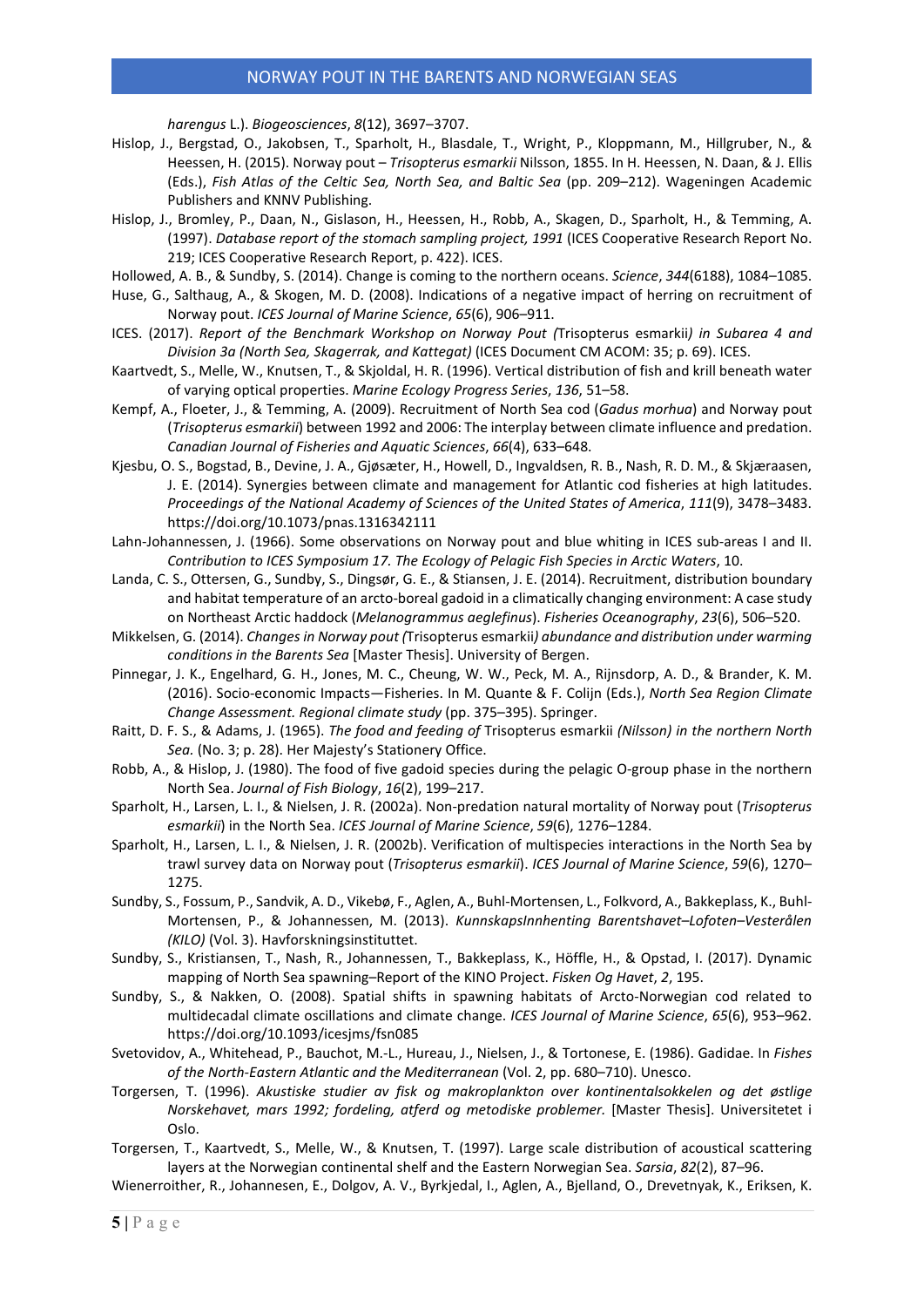*harengus* L.). *Biogeosciences*, *8*(12), 3697–3707.

Hislop, J., Bergstad, O., Jakobsen, T., Sparholt, H., Blasdale, T., Wright, P., Kloppmann, M., Hillgruber, N., & Heessen, H. (2015). Norway pout – *Trisopterus esmarkii* Nilsson, 1855. In H. Heessen, N. Daan, & J. Ellis (Eds.), *Fish Atlas of the Celtic Sea, North Sea, and Baltic Sea* (pp. 209–212). Wageningen Academic Publishers and KNNV Publishing.

Hislop, J., Bromley, P., Daan, N., Gislason, H., Heessen, H., Robb, A., Skagen, D., Sparholt, H., & Temming, A. (1997). *Database report of the stomach sampling project, 1991* (ICES Cooperative Research Report No. 219; ICES Cooperative Research Report, p. 422). ICES.

Hollowed, A. B., & Sundby, S. (2014). Change is coming to the northern oceans. *Science*, *344*(6188), 1084–1085.

Huse, G., Salthaug, A., & Skogen, M. D. (2008). Indications of a negative impact of herring on recruitment of Norway pout. *ICES Journal of Marine Science*, *65*(6), 906–911.

ICES. (2017). *Report of the Benchmark Workshop on Norway Pout (*Trisopterus esmarkii*) in Subarea 4 and Division 3a (North Sea, Skagerrak, and Kattegat)* (ICES Document CM ACOM: 35; p. 69). ICES.

Kaartvedt, S., Melle, W., Knutsen, T., & Skjoldal, H. R. (1996). Vertical distribution of fish and krill beneath water of varying optical properties. *Marine Ecology Progress Series*, *136*, 51–58.

Kempf, A., Floeter, J., & Temming, A. (2009). Recruitment of North Sea cod (*Gadus morhua*) and Norway pout (*Trisopterus esmarkii*) between 1992 and 2006: The interplay between climate influence and predation. *Canadian Journal of Fisheries and Aquatic Sciences*, *66*(4), 633–648.

Kjesbu, O. S., Bogstad, B., Devine, J. A., Gjøsæter, H., Howell, D., Ingvaldsen, R. B., Nash, R. D. M., & Skjæraasen, J. E. (2014). Synergies between climate and management for Atlantic cod fisheries at high latitudes. *Proceedings of the National Academy of Sciences of the United States of America*, *111*(9), 3478–3483. https://doi.org/10.1073/pnas.1316342111

Lahn-Johannessen, J. (1966). Some observations on Norway pout and blue whiting in ICES sub-areas I and II. *Contribution to ICES Symposium 17. The Ecology of Pelagic Fish Species in Arctic Waters*, 10.

Landa, C. S., Ottersen, G., Sundby, S., Dingsør, G. E., & Stiansen, J. E. (2014). Recruitment, distribution boundary and habitat temperature of an arcto-boreal gadoid in a climatically changing environment: A case study on Northeast Arctic haddock (*Melanogrammus aeglefinus*). *Fisheries Oceanography*, *23*(6), 506–520.

Mikkelsen, G. (2014). *Changes in Norway pout (*Trisopterus esmarkii*) abundance and distribution under warming conditions in the Barents Sea* [Master Thesis]. University of Bergen.

Pinnegar, J. K., Engelhard, G. H., Jones, M. C., Cheung, W. W., Peck, M. A., Rijnsdorp, A. D., & Brander, K. M. (2016). Socio-economic Impacts—Fisheries. In M. Quante & F. Colijn (Eds.), *North Sea Region Climate Change Assessment. Regional climate study* (pp. 375–395). Springer.

Raitt, D. F. S., & Adams, J. (1965). *The food and feeding of* Trisopterus esmarkii *(Nilsson) in the northern North Sea.* (No. 3; p. 28). Her Majesty's Stationery Office.

Robb, A., & Hislop, J. (1980). The food of five gadoid species during the pelagic O-group phase in the northern North Sea. *Journal of Fish Biology*, *16*(2), 199–217.

Sparholt, H., Larsen, L. I., & Nielsen, J. R. (2002a). Non-predation natural mortality of Norway pout (*Trisopterus esmarkii*) in the North Sea. *ICES Journal of Marine Science*, *59*(6), 1276–1284.

Sparholt, H., Larsen, L. I., & Nielsen, J. R. (2002b). Verification of multispecies interactions in the North Sea by trawl survey data on Norway pout (*Trisopterus esmarkii*). *ICES Journal of Marine Science*, *59*(6), 1270–1275.

Sundby, S., Fossum, P., Sandvik, A. D., Vikebø, F., Aglen, A., Buhl-Mortensen, L., Folkvord, A., Bakkeplass, K., Buhl-Mortensen, P., & Johannessen, M. (2013). *KunnskapsInnhenting Barentshavet–Lofoten–Vesterålen (KILO)* (Vol. 3). Havforskningsinstituttet.

Sundby, S., Kristiansen, T., Nash, R., Johannessen, T., Bakkeplass, K., Höffle, H., & Opstad, I. (2017). Dynamic mapping of North Sea spawning–Report of the KINO Project. *Fisken Og Havet*, *2*, 195.

Sundby, S., & Nakken, O. (2008). Spatial shifts in spawning habitats of Arcto-Norwegian cod related to multidecadal climate oscillations and climate change. *ICES Journal of Marine Science*, *65*(6), 953–962. https://doi.org/10.1093/icesjms/fsn085

Svetovidov, A., Whitehead, P., Bauchot, M.-L., Hureau, J., Nielsen, J., & Tortonese, E. (1986). Gadidae. In *Fishes of the North-Eastern Atlantic and the Mediterranean* (Vol. 2, pp. 680–710). Unesco.

Torgersen, T. (1996). *Akustiske studier av fisk og makroplankton over kontinentalsokkelen og det østlige Norskehavet, mars 1992; fordeling, atferd og metodiske problemer.* [Master Thesis]. Universitetet i Oslo.

Torgersen, T., Kaartvedt, S., Melle, W., & Knutsen, T. (1997). Large scale distribution of acoustical scattering layers at the Norwegian continental shelf and the Eastern Norwegian Sea. *Sarsia*, *82*(2), 87–96.

Wienerroither, R., Johannesen, E., Dolgov, A. V., Byrkjedal, I., Aglen, A., Bjelland, O., Drevetnyak, K., Eriksen, K.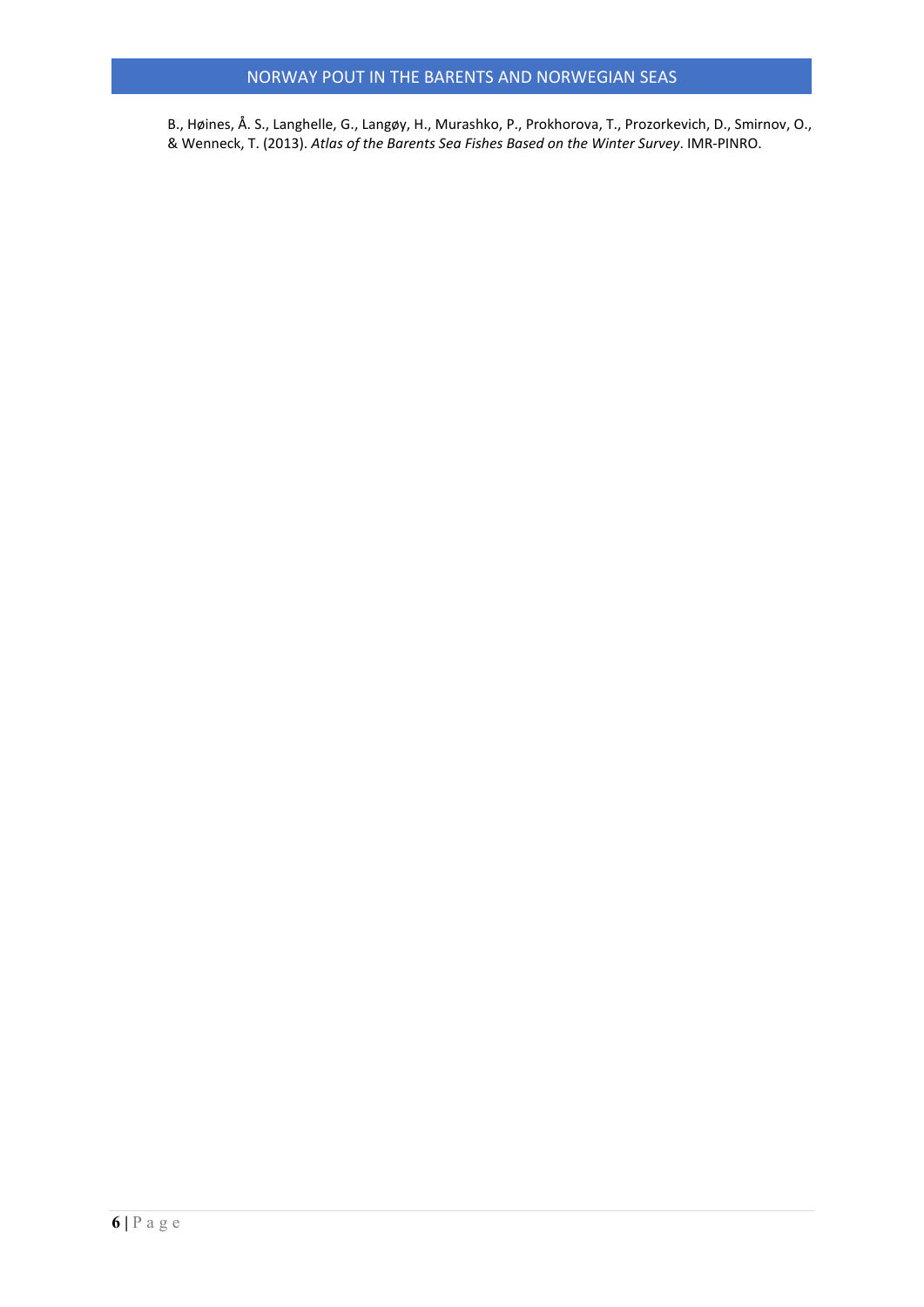B., Høines, Å. S., Langhelle, G., Langøy, H., Murashko, P., Prokhorova, T., Prozorkevich, D., Smirnov, O., & Wenneck, T. (2013). *Atlas of the Barents Sea Fishes Based on the Winter Survey*. IMR-PINRO.